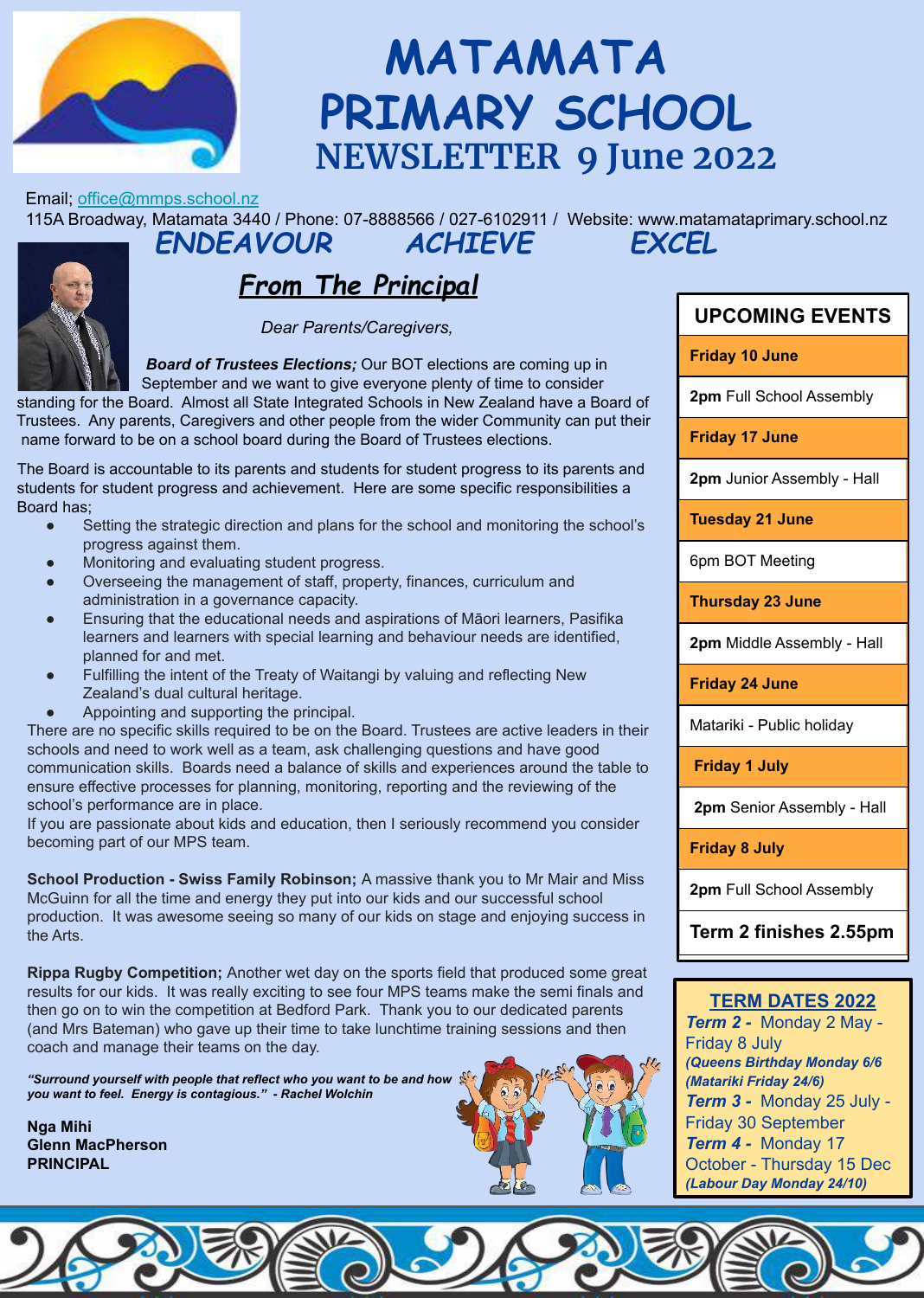# MATAMATA PRIMARY SCHOOL
## NEWSLETTER 9 June 2022

Email; office@mmps.school.nz
115A Broadway, Matamata 3440 / Phone: 07-8888566 / 027-6102911 / Website: www.matamataprimary.school.nz

**ENDEAVOUR ACHIEVE EXCEL**

## From The Principal

*Dear Parents/Caregivers,*

***Board of Trustees Elections;*** Our BOT elections are coming up in September and we want to give everyone plenty of time to consider standing for the Board. Almost all State Integrated Schools in New Zealand have a Board of Trustees. Any parents, Caregivers and other people from the wider Community can put their name forward to be on a school board during the Board of Trustees elections.

The Board is accountable to its parents and students for student progress to its parents and students for student progress and achievement. Here are some specific responsibilities a Board has;

- Setting the strategic direction and plans for the school and monitoring the school's progress against them.
- Monitoring and evaluating student progress.
- Overseeing the management of staff, property, finances, curriculum and administration in a governance capacity.
- Ensuring that the educational needs and aspirations of Māori learners, Pasifika learners and learners with special learning and behaviour needs are identified, planned for and met.
- Fulfilling the intent of the Treaty of Waitangi by valuing and reflecting New Zealand's dual cultural heritage.
- Appointing and supporting the principal.

There are no specific skills required to be on the Board. Trustees are active leaders in their schools and need to work well as a team, ask challenging questions and have good communication skills. Boards need a balance of skills and experiences around the table to ensure effective processes for planning, monitoring, reporting and the reviewing of the school's performance are in place.
If you are passionate about kids and education, then I seriously recommend you consider becoming part of our MPS team.

**School Production - Swiss Family Robinson;** A massive thank you to Mr Mair and Miss McGuinn for all the time and energy they put into our kids and our successful school production. It was awesome seeing so many of our kids on stage and enjoying success in the Arts.

**Rippa Rugby Competition;** Another wet day on the sports field that produced some great results for our kids. It was really exciting to see four MPS teams make the semi finals and then go on to win the competition at Bedford Park. Thank you to our dedicated parents (and Mrs Bateman) who gave up their time to take lunchtime training sessions and then coach and manage their teams on the day.

***"Surround yourself with people that reflect who you want to be and how you want to feel. Energy is contagious." - Rachel Wolchin***

**Nga Mihi**
**Glenn MacPherson**
**PRINCIPAL**

## UPCOMING EVENTS

| |
|---|
| **Friday 10 June** |
| **2pm** Full School Assembly |
| **Friday 17 June** |
| **2pm** Junior Assembly - Hall |
| **Tuesday 21 June** |
| 6pm BOT Meeting |
| **Thursday 23 June** |
| **2pm** Middle Assembly - Hall |
| **Friday 24 June** |
| Matariki - Public holiday |
| **Friday 1 July** |
| **2pm** Senior Assembly - Hall |
| **Friday 8 July** |
| **2pm** Full School Assembly |
| **Term 2 finishes 2.55pm** |

## TERM DATES 2022

***Term 2 -*** Monday 2 May - Friday 8 July
***(Queens Birthday Monday 6/6***
***(Matariki Friday 24/6)***
***Term 3 -*** Monday 25 July - Friday 30 September
***Term 4 -*** Monday 17 October - Thursday 15 Dec
***(Labour Day Monday 24/10)***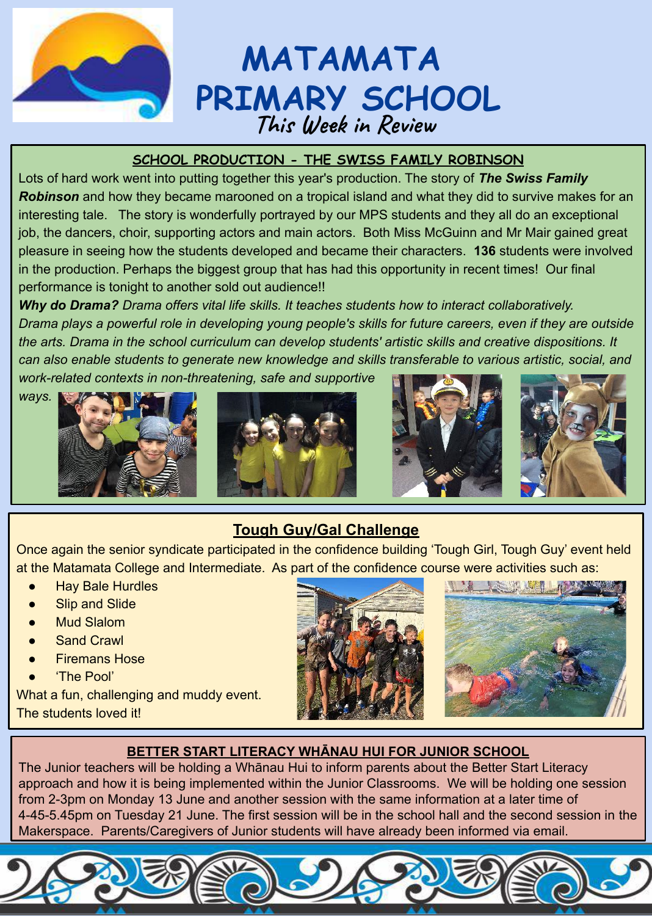# MATAMATA PRIMARY SCHOOL

## This Week in Review

### SCHOOL PRODUCTION - THE SWISS FAMILY ROBINSON

Lots of hard work went into putting together this year's production. The story of ***The Swiss Family Robinson*** and how they became marooned on a tropical island and what they did to survive makes for an interesting tale. The story is wonderfully portrayed by our MPS students and they all do an exceptional job, the dancers, choir, supporting actors and main actors. Both Miss McGuinn and Mr Mair gained great pleasure in seeing how the students developed and became their characters. **136** students were involved in the production. Perhaps the biggest group that has had this opportunity in recent times! Our final performance is tonight to another sold out audience!!

***Why do Drama?*** *Drama offers vital life skills. It teaches students how to interact collaboratively. Drama plays a powerful role in developing young people's skills for future careers, even if they are outside the arts. Drama in the school curriculum can develop students' artistic skills and creative dispositions. It can also enable students to generate new knowledge and skills transferable to various artistic, social, and work-related contexts in non-threatening, safe and supportive ways.*

### Tough Guy/Gal Challenge

Once again the senior syndicate participated in the confidence building 'Tough Girl, Tough Guy' event held at the Matamata College and Intermediate. As part of the confidence course were activities such as:

- Hay Bale Hurdles
- Slip and Slide
- Mud Slalom
- Sand Crawl
- Firemans Hose
- 'The Pool'

What a fun, challenging and muddy event. The students loved it!

### BETTER START LITERACY WHĀNAU HUI FOR JUNIOR SCHOOL

The Junior teachers will be holding a Whānau Hui to inform parents about the Better Start Literacy approach and how it is being implemented within the Junior Classrooms. We will be holding one session from 2-3pm on Monday 13 June and another session with the same information at a later time of 4-45-5.45pm on Tuesday 21 June. The first session will be in the school hall and the second session in the Makerspace. Parents/Caregivers of Junior students will have already been informed via email.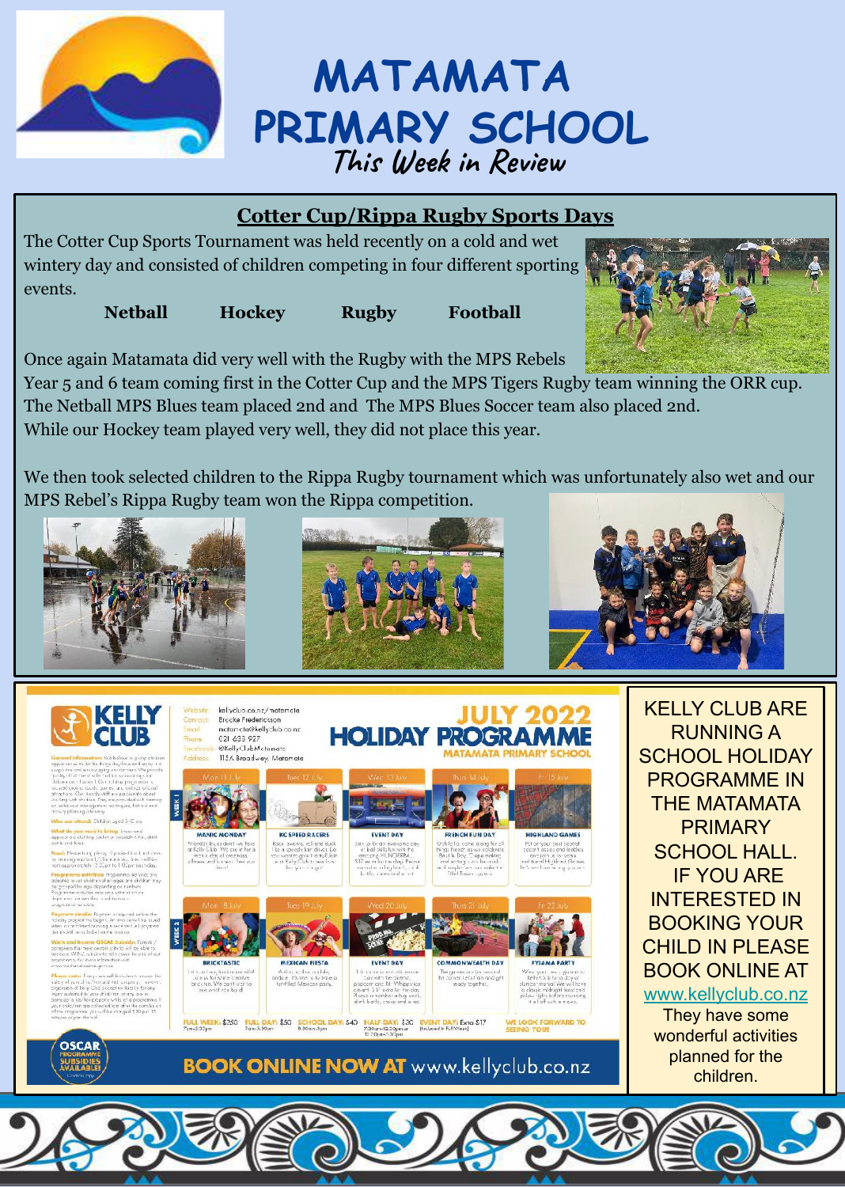# MATAMATA PRIMARY SCHOOL

*This Week in Review*

## Cotter Cup/Rippa Rugby Sports Days

The Cotter Cup Sports Tournament was held recently on a cold and wet wintery day and consisted of children competing in four different sporting events.

**Netball** **Hockey** **Rugby** **Football**

Once again Matamata did very well with the Rugby with the MPS Rebels Year 5 and 6 team coming first in the Cotter Cup and the MPS Tigers Rugby team winning the ORR cup. The Netball MPS Blues team placed 2nd and The MPS Blues Soccer team also placed 2nd. While our Hockey team played very well, they did not place this year.

We then took selected children to the Rippa Rugby tournament which was unfortunately also wet and our MPS Rebel's Rippa Rugby team won the Rippa competition.

KELLY CLUB ARE RUNNING A SCHOOL HOLIDAY PROGRAMME IN THE MATAMATA PRIMARY SCHOOL HALL. IF YOU ARE INTERESTED IN BOOKING YOUR CHILD IN PLEASE BOOK ONLINE AT www.kellyclub.co.nz

They have some wonderful activities planned for the children.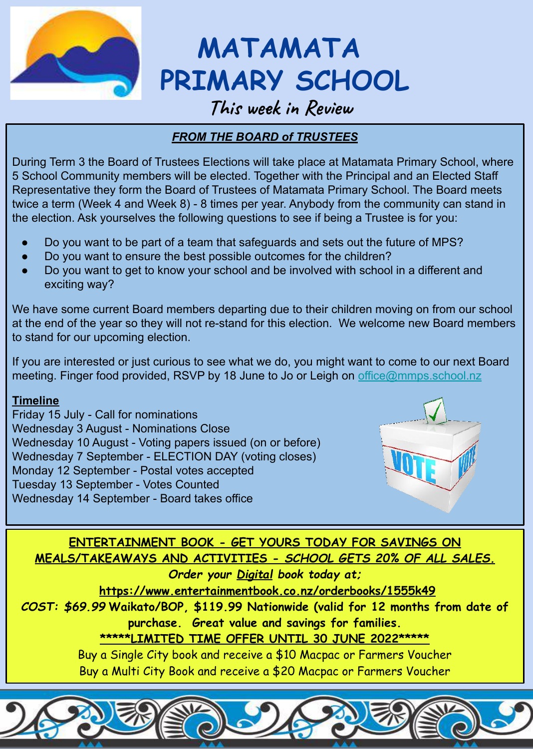# MATAMATA PRIMARY SCHOOL

## This week in Review

### ***FROM THE BOARD of TRUSTEES***

During Term 3 the Board of Trustees Elections will take place at Matamata Primary School, where 5 School Community members will be elected. Together with the Principal and an Elected Staff Representative they form the Board of Trustees of Matamata Primary School. The Board meets twice a term (Week 4 and Week 8) - 8 times per year. Anybody from the community can stand in the election. Ask yourselves the following questions to see if being a Trustee is for you:

- Do you want to be part of a team that safeguards and sets out the future of MPS?
- Do you want to ensure the best possible outcomes for the children?
- Do you want to get to know your school and be involved with school in a different and exciting way?

We have some current Board members departing due to their children moving on from our school at the end of the year so they will not re-stand for this election. We welcome new Board members to stand for our upcoming election.

If you are interested or just curious to see what we do, you might want to come to our next Board meeting. Finger food provided, RSVP by 18 June to Jo or Leigh on office@mmps.school.nz

**Timeline**

Friday 15 July - Call for nominations
Wednesday 3 August - Nominations Close
Wednesday 10 August - Voting papers issued (on or before)
Wednesday 7 September - ELECTION DAY (voting closes)
Monday 12 September - Postal votes accepted
Tuesday 13 September - Votes Counted
Wednesday 14 September - Board takes office

**ENTERTAINMENT BOOK - GET YOURS TODAY FOR SAVINGS ON MEALS/TAKEAWAYS AND ACTIVITIES - *SCHOOL GETS 20% OF ALL SALES.***

***Order your Digital book today at;***

**https://www.entertainmentbook.co.nz/orderbooks/1555k49**

***COST: $69.99*** **Waikato/BOP, $119.99 Nationwide (valid for 12 months from date of purchase. Great value and savings for families.**

**\*\*\*\*\*LIMITED TIME OFFER UNTIL 30 JUNE 2022\*\*\*\*\***

Buy a Single City book and receive a $10 Macpac or Farmers Voucher
Buy a Multi City Book and receive a $20 Macpac or Farmers Voucher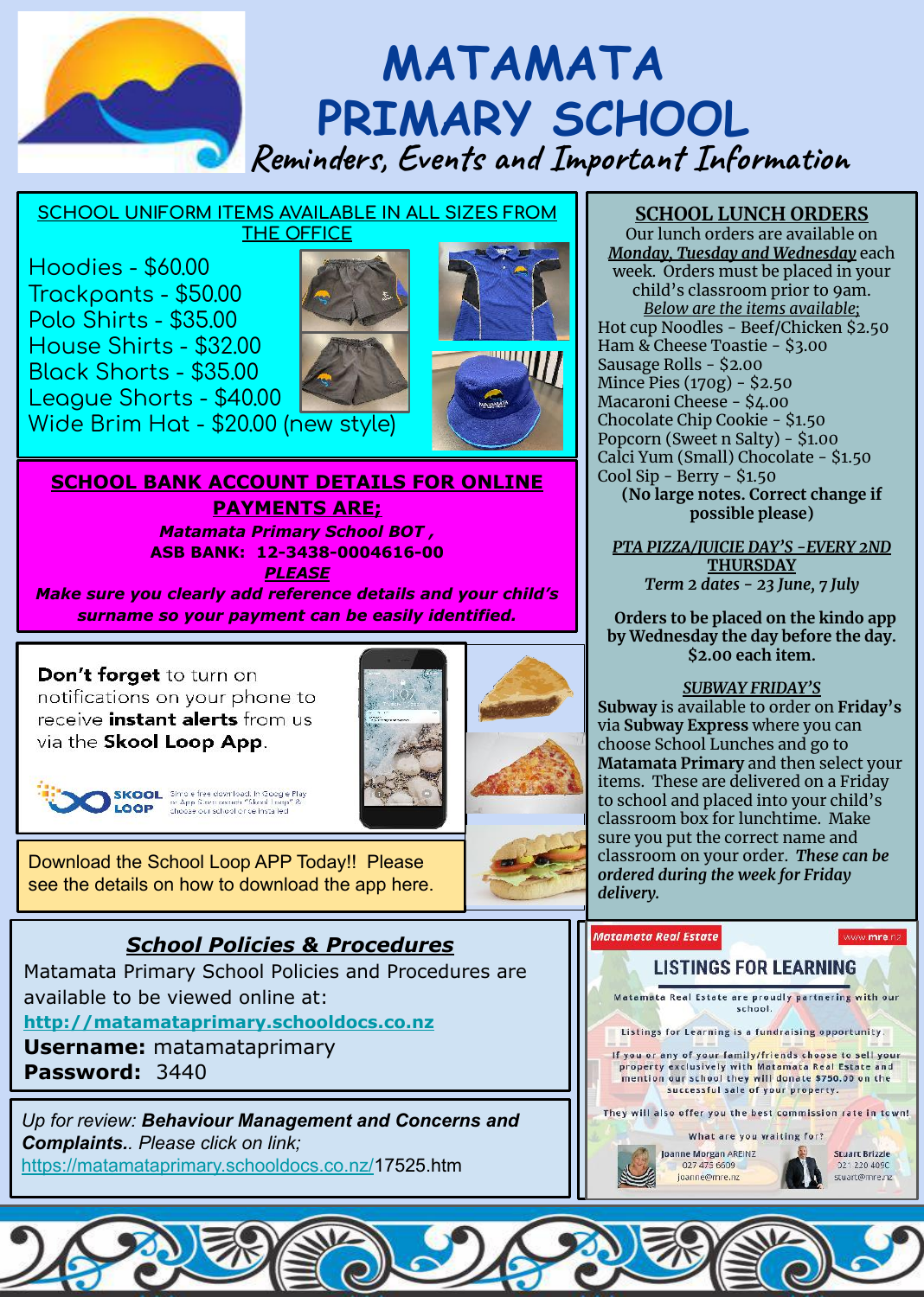# MATAMATA PRIMARY SCHOOL

## Reminders, Events and Important Information

### SCHOOL UNIFORM ITEMS AVAILABLE IN ALL SIZES FROM THE OFFICE

- Hoodies - $60.00
- Trackpants - $50.00
- Polo Shirts - $35.00
- House Shirts - $32.00
- Black Shorts - $35.00
- League Shorts - $40.00
- Wide Brim Hat - $20.00 (new style)

### SCHOOL BANK ACCOUNT DETAILS FOR ONLINE PAYMENTS ARE;

***Matamata Primary School BOT ,***

**ASB BANK: 12-3438-0004616-00**

***PLEASE***

***Make sure you clearly add reference details and your child's surname so your payment can be easily identified.***

**Don't forget** to turn on notifications on your phone to receive **instant alerts** from us via the **Skool Loop App**.

SKOOL LOOP Simple free download. In Google Play or App Store search "Skool Loop" & choose our school once installed

Download the School Loop APP Today!! Please see the details on how to download the app here.

### SCHOOL LUNCH ORDERS

Our lunch orders are available on ***Monday, Tuesday and Wednesday*** each week. Orders must be placed in your child's classroom prior to 9am.

*Below are the items available;*

- Hot cup Noodles - Beef/Chicken $2.50
- Ham & Cheese Toastie - $3.00
- Sausage Rolls - $2.00
- Mince Pies (170g) - $2.50
- Macaroni Cheese - $4.00
- Chocolate Chip Cookie - $1.50
- Popcorn (Sweet n Salty) - $1.00
- Calci Yum (Small) Chocolate - $1.50
- Cool Sip - Berry - $1.50

**(No large notes. Correct change if possible please)**

***PTA PIZZA/JUICIE DAY'S -EVERY 2ND THURSDAY***

***Term 2 dates - 23 June, 7 July***

**Orders to be placed on the kindo app by Wednesday the day before the day. $2.00 each item.**

***SUBWAY FRIDAY'S***

**Subway** is available to order on **Friday's** via **Subway Express** where you can choose School Lunches and go to **Matamata Primary** and then select your items. These are delivered on a Friday to school and placed into your child's classroom box for lunchtime. Make sure you put the correct name and classroom on your order. ***These can be ordered during the week for Friday delivery.***

### *School Policies & Procedures*

Matamata Primary School Policies and Procedures are available to be viewed online at:

**http://matamataprimary.schooldocs.co.nz**

**Username:** matamataprimary

**Password:** 3440

*Up for review:* ***Behaviour Management and Concerns and Complaints****.. Please click on link;* https://matamataprimary.schooldocs.co.nz/17525.htm

Matamata Real Estate www.mre.nz

**LISTINGS FOR LEARNING**

Matamata Real Estate are proudly partnering with our school.

Listings for Learning is a fundraising opportunity.

If you or any of your family/friends choose to sell your property exclusively with Matamata Real Estate and mention our school they will donate $750.00 on the successful sale of your property.

They will also offer you the best commission rate in town!

What are you waiting for?

Joanne Morgan AREINZ 027 475 6609 joanne@mre.nz

Stuart Brizzle 021 220 4090 stuart@mre.nz